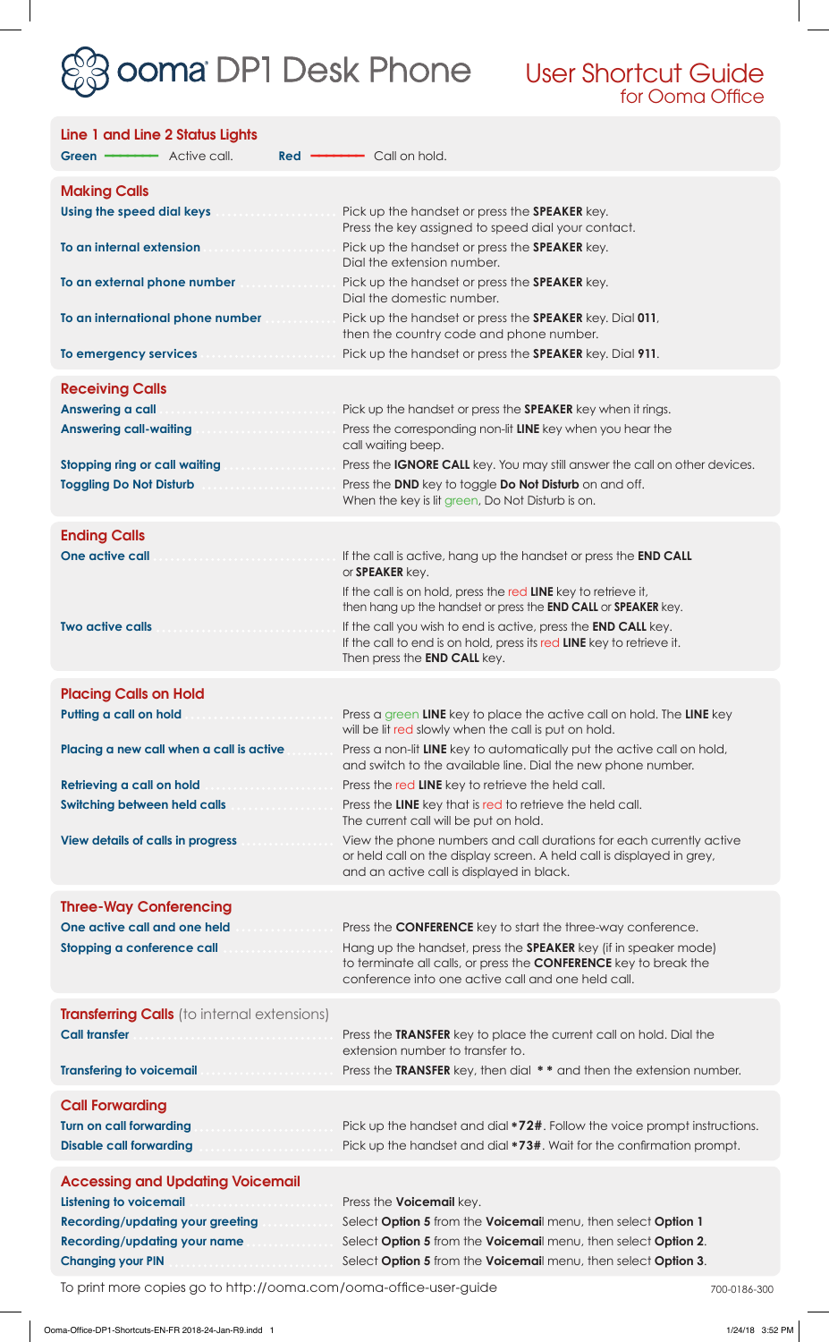# ooma DP1 Desk Phone

## User Shortcut Guide for Ooma Office

### Line 1 and Line 2 Status Lights

**Green** ——— Active call. **Red** ——— Call on hold.

### Making Calls

| | |
|---|---|
| **Using the speed dial keys** | Pick up the handset or press the **SPEAKER** key. Press the key assigned to speed dial your contact. |
| **To an internal extension** | Pick up the handset or press the **SPEAKER** key. Dial the extension number. |
| **To an external phone number** | Pick up the handset or press the **SPEAKER** key. Dial the domestic number. |
| **To an international phone number** | Pick up the handset or press the **SPEAKER** key. Dial **011**, then the country code and phone number. |
| **To emergency services** | Pick up the handset or press the **SPEAKER** key. Dial **911**. |

### Receiving Calls

| | |
|---|---|
| **Answering a call** | Pick up the handset or press the **SPEAKER** key when it rings. |
| **Answering call-waiting** | Press the corresponding non-lit **LINE** key when you hear the call waiting beep. |
| **Stopping ring or call waiting** | Press the **IGNORE CALL** key. You may still answer the call on other devices. |
| **Toggling Do Not Disturb** | Press the **DND** key to toggle **Do Not Disturb** on and off. When the key is lit green, Do Not Disturb is on. |

### Ending Calls

| | |
|---|---|
| **One active call** | If the call is active, hang up the handset or press the **END CALL** or **SPEAKER** key. If the call is on hold, press the red **LINE** key to retrieve it, then hang up the handset or press the **END CALL** or **SPEAKER** key. |
| **Two active calls** | If the call you wish to end is active, press the **END CALL** key. If the call to end is on hold, press its red **LINE** key to retrieve it. Then press the **END CALL** key. |

### Placing Calls on Hold

| | |
|---|---|
| **Putting a call on hold** | Press a green **LINE** key to place the active call on hold. The **LINE** key will be lit red slowly when the call is put on hold. |
| **Placing a new call when a call is active** | Press a non-lit **LINE** key to automatically put the active call on hold, and switch to the available line. Dial the new phone number. |
| **Retrieving a call on hold** | Press the red **LINE** key to retrieve the held call. |
| **Switching between held calls** | Press the **LINE** key that is red to retrieve the held call. The current call will be put on hold. |
| **View details of calls in progress** | View the phone numbers and call durations for each currently active or held call on the display screen. A held call is displayed in grey, and an active call is displayed in black. |

### Three-Way Conferencing

| | |
|---|---|
| **One active call and one held** | Press the **CONFERENCE** key to start the three-way conference. |
| **Stopping a conference call** | Hang up the handset, press the **SPEAKER** key (if in speaker mode) to terminate all calls, or press the **CONFERENCE** key to break the conference into one active call and one held call. |

### Transferring Calls (to internal extensions)

| | |
|---|---|
| **Call transfer** | Press the **TRANSFER** key to place the current call on hold. Dial the extension number to transfer to. |
| **Transfering to voicemail** | Press the **TRANSFER** key, then dial **\* \*** and then the extension number. |

### Call Forwarding

| | |
|---|---|
| **Turn on call forwarding** | Pick up the handset and dial **\*72#**. Follow the voice prompt instructions. |
| **Disable call forwarding** | Pick up the handset and dial **\*73#**. Wait for the confirmation prompt. |

### Accessing and Updating Voicemail

| | |
|---|---|
| **Listening to voicemail** | Press the **Voicemail** key. |
| **Recording/updating your greeting** | Select **Option 5** from the **Voicemai**l menu, then select **Option 1** |
| **Recording/updating your name** | Select **Option 5** from the **Voicemai**l menu, then select **Option 2**. |
| **Changing your PIN** | Select **Option 5** from the **Voicemai**l menu, then select **Option 3**. |

To print more copies go to http://ooma.com/ooma-office-user-guide

700-0186-300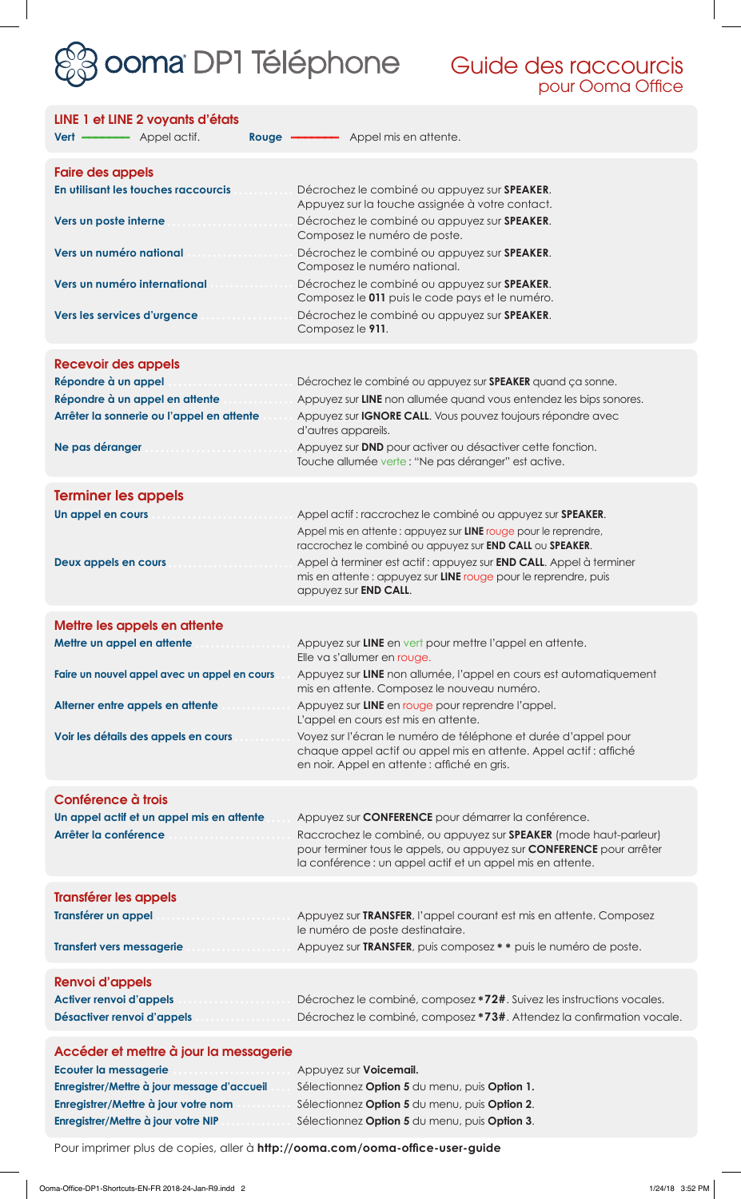# ooma DP1 Téléphone

## Guide des raccourcis pour Ooma Office

### LINE 1 et LINE 2 voyants d'états

**Vert** Appel actif. **Rouge** Appel mis en attente.

### Faire des appels

| | |
|---|---|
| **En utilisant les touches raccourcis** | Décrochez le combiné ou appuyez sur **SPEAKER**. Appuyez sur la touche assignée à votre contact. |
| **Vers un poste interne** | Décrochez le combiné ou appuyez sur **SPEAKER**. Composez le numéro de poste. |
| **Vers un numéro national** | Décrochez le combiné ou appuyez sur **SPEAKER**. Composez le numéro national. |
| **Vers un numéro international** | Décrochez le combiné ou appuyez sur **SPEAKER**. Composez le **011** puis le code pays et le numéro. |
| **Vers les services d'urgence** | Décrochez le combiné ou appuyez sur **SPEAKER**. Composez le **911**. |

### Recevoir des appels

| | |
|---|---|
| **Répondre à un appel** | Décrochez le combiné ou appuyez sur **SPEAKER** quand ça sonne. |
| **Répondre à un appel en attente** | Appuyez sur **LINE** non allumée quand vous entendez les bips sonores. |
| **Arrêter la sonnerie ou l'appel en attente** | Appuyez sur **IGNORE CALL**. Vous pouvez toujours répondre avec d'autres appareils. |
| **Ne pas déranger** | Appuyez sur **DND** pour activer ou désactiver cette fonction. Touche allumée verte : "Ne pas déranger" est active. |

### Terminer les appels

| | |
|---|---|
| **Un appel en cours** | Appel actif : raccrochez le combiné ou appuyez sur **SPEAKER**. Appel mis en attente : appuyez sur **LINE** rouge pour le reprendre, raccrochez le combiné ou appuyez sur **END CALL** ou **SPEAKER**. |
| **Deux appels en cours** | Appel à terminer est actif : appuyez sur **END CALL**. Appel à terminer mis en attente : appuyez sur **LINE** rouge pour le reprendre, puis appuyez sur **END CALL**. |

### Mettre les appels en attente

| | |
|---|---|
| **Mettre un appel en attente** | Appuyez sur **LINE** en vert pour mettre l'appel en attente. Elle va s'allumer en rouge. |
| **Faire un nouvel appel avec un appel en cours** | Appuyez sur **LINE** non allumée, l'appel en cours est automatiquement mis en attente. Composez le nouveau numéro. |
| **Alterner entre appels en attente** | Appuyez sur **LINE** en rouge pour reprendre l'appel. L'appel en cours est mis en attente. |
| **Voir les détails des appels en cours** | Voyez sur l'écran le numéro de téléphone et durée d'appel pour chaque appel actif ou appel mis en attente. Appel actif : affiché en noir. Appel en attente : affiché en gris. |

### Conférence à trois

| | |
|---|---|
| **Un appel actif et un appel mis en attente** | Appuyez sur **CONFERENCE** pour démarrer la conférence. |
| **Arrêter la conférence** | Raccrochez le combiné, ou appuyez sur **SPEAKER** (mode haut-parleur) pour terminer tous les appels, ou appuyez sur **CONFERENCE** pour arrêter la conférence : un appel actif et un appel mis en attente. |

### Transférer les appels

| | |
|---|---|
| **Transférer un appel** | Appuyez sur **TRANSFER**, l'appel courant est mis en attente. Composez le numéro de poste destinataire. |
| **Transfert vers messagerie** | Appuyez sur **TRANSFER**, puis composez **\* \*** puis le numéro de poste. |

### Renvoi d'appels

| | |
|---|---|
| **Activer renvoi d'appels** | Décrochez le combiné, composez **\*72#**. Suivez les instructions vocales. |
| **Désactiver renvoi d'appels** | Décrochez le combiné, composez **\*73#**. Attendez la confirmation vocale. |

### Accéder et mettre à jour la messagerie

| | |
|---|---|
| **Ecouter la messagerie** | Appuyez sur **Voicemail.** |
| **Enregistrer/Mettre à jour message d'accueil** | Sélectionnez **Option 5** du menu, puis **Option 1.** |
| **Enregistrer/Mettre à jour votre nom** | Sélectionnez **Option 5** du menu, puis **Option 2**. |
| **Enregistrer/Mettre à jour votre NIP** | Sélectionnez **Option 5** du menu, puis **Option 3**. |

Pour imprimer plus de copies, aller à **http://ooma.com/ooma-office-user-guide**